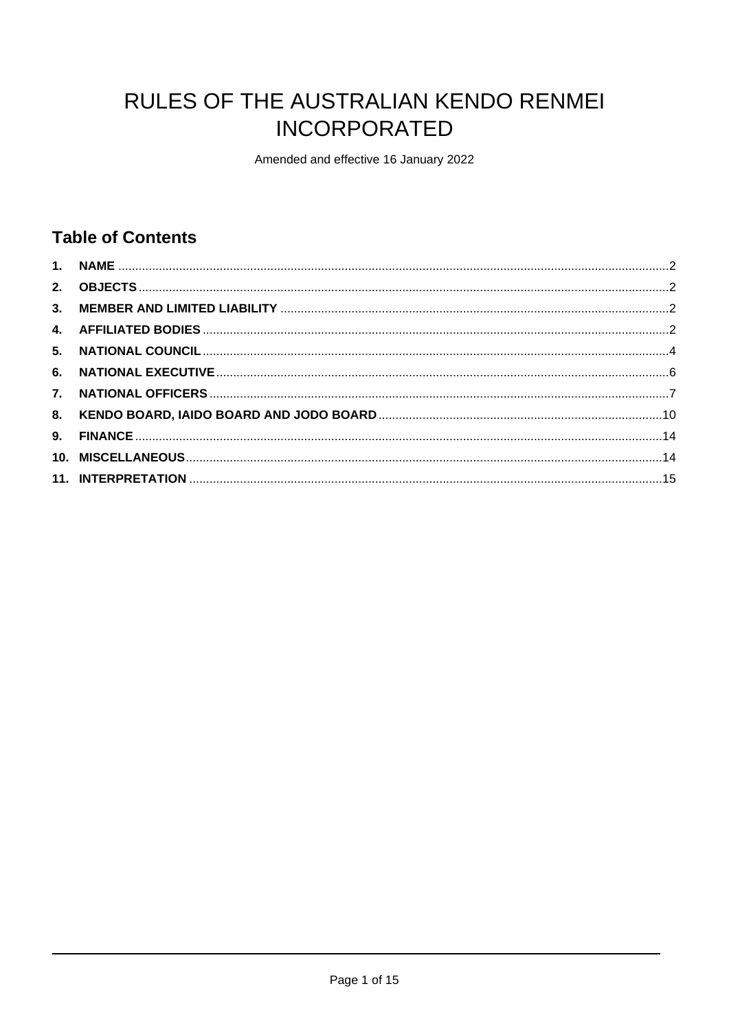# RULES OF THE AUSTRALIAN KENDO RENMEI INCORPORATED

Amended and effective 16 January 2022

## Table of Contents

| | | |
|---|---|---|
| 1. | NAME | 2 |
| 2. | OBJECTS | 2 |
| 3. | MEMBER AND LIMITED LIABILITY | 2 |
| 4. | AFFILIATED BODIES | 2 |
| 5. | NATIONAL COUNCIL | 4 |
| 6. | NATIONAL EXECUTIVE | 6 |
| 7. | NATIONAL OFFICERS | 7 |
| 8. | KENDO BOARD, IAIDO BOARD AND JODO BOARD | 10 |
| 9. | FINANCE | 14 |
| 10. | MISCELLANEOUS | 14 |
| 11. | INTERPRETATION | 15 |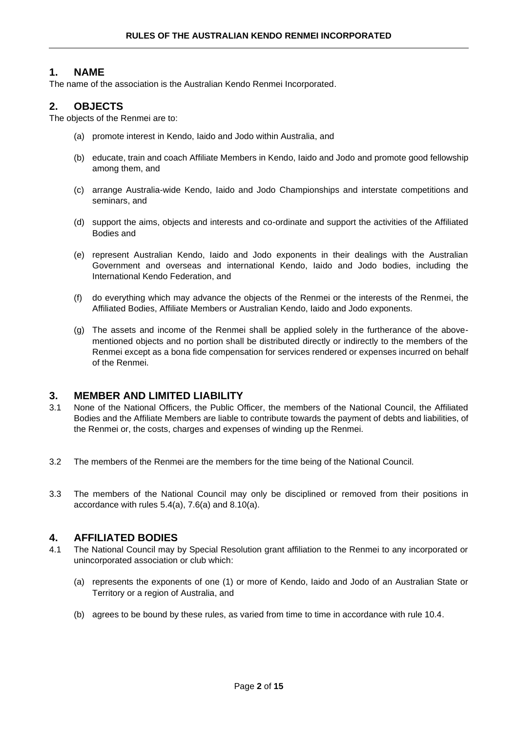## 1. NAME

The name of the association is the Australian Kendo Renmei Incorporated.

## 2. OBJECTS

The objects of the Renmei are to:

(a) promote interest in Kendo, Iaido and Jodo within Australia, and

(b) educate, train and coach Affiliate Members in Kendo, Iaido and Jodo and promote good fellowship among them, and

(c) arrange Australia-wide Kendo, Iaido and Jodo Championships and interstate competitions and seminars, and

(d) support the aims, objects and interests and co-ordinate and support the activities of the Affiliated Bodies and

(e) represent Australian Kendo, Iaido and Jodo exponents in their dealings with the Australian Government and overseas and international Kendo, Iaido and Jodo bodies, including the International Kendo Federation, and

(f) do everything which may advance the objects of the Renmei or the interests of the Renmei, the Affiliated Bodies, Affiliate Members or Australian Kendo, Iaido and Jodo exponents.

(g) The assets and income of the Renmei shall be applied solely in the furtherance of the above-mentioned objects and no portion shall be distributed directly or indirectly to the members of the Renmei except as a bona fide compensation for services rendered or expenses incurred on behalf of the Renmei.

## 3. MEMBER AND LIMITED LIABILITY

3.1 None of the National Officers, the Public Officer, the members of the National Council, the Affiliated Bodies and the Affiliate Members are liable to contribute towards the payment of debts and liabilities, of the Renmei or, the costs, charges and expenses of winding up the Renmei.

3.2 The members of the Renmei are the members for the time being of the National Council.

3.3 The members of the National Council may only be disciplined or removed from their positions in accordance with rules 5.4(a), 7.6(a) and 8.10(a).

## 4. AFFILIATED BODIES

4.1 The National Council may by Special Resolution grant affiliation to the Renmei to any incorporated or unincorporated association or club which:

(a) represents the exponents of one (1) or more of Kendo, Iaido and Jodo of an Australian State or Territory or a region of Australia, and

(b) agrees to be bound by these rules, as varied from time to time in accordance with rule 10.4.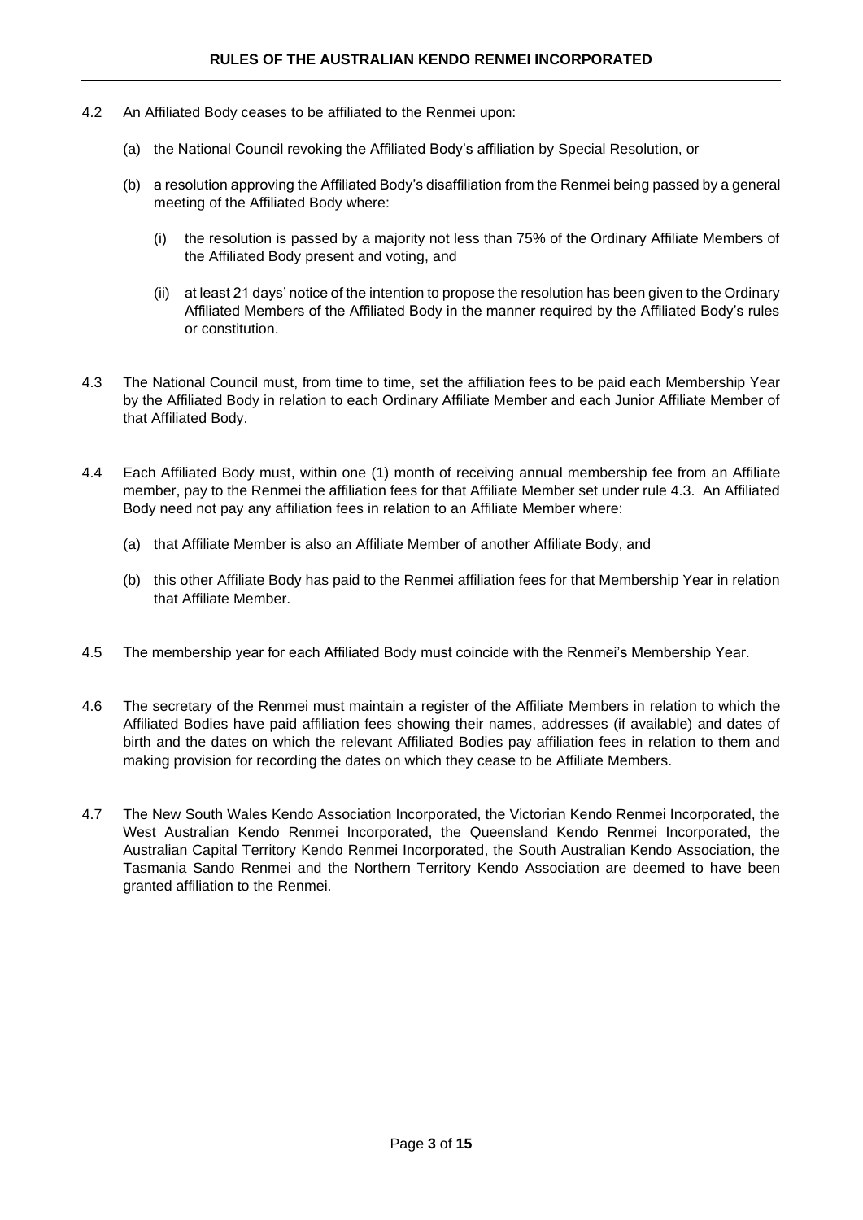4.2 An Affiliated Body ceases to be affiliated to the Renmei upon:

(a) the National Council revoking the Affiliated Body's affiliation by Special Resolution, or

(b) a resolution approving the Affiliated Body's disaffiliation from the Renmei being passed by a general meeting of the Affiliated Body where:

(i) the resolution is passed by a majority not less than 75% of the Ordinary Affiliate Members of the Affiliated Body present and voting, and

(ii) at least 21 days' notice of the intention to propose the resolution has been given to the Ordinary Affiliated Members of the Affiliated Body in the manner required by the Affiliated Body's rules or constitution.

4.3 The National Council must, from time to time, set the affiliation fees to be paid each Membership Year by the Affiliated Body in relation to each Ordinary Affiliate Member and each Junior Affiliate Member of that Affiliated Body.

4.4 Each Affiliated Body must, within one (1) month of receiving annual membership fee from an Affiliate member, pay to the Renmei the affiliation fees for that Affiliate Member set under rule 4.3. An Affiliated Body need not pay any affiliation fees in relation to an Affiliate Member where:

(a) that Affiliate Member is also an Affiliate Member of another Affiliate Body, and

(b) this other Affiliate Body has paid to the Renmei affiliation fees for that Membership Year in relation that Affiliate Member.

4.5 The membership year for each Affiliated Body must coincide with the Renmei's Membership Year.

4.6 The secretary of the Renmei must maintain a register of the Affiliate Members in relation to which the Affiliated Bodies have paid affiliation fees showing their names, addresses (if available) and dates of birth and the dates on which the relevant Affiliated Bodies pay affiliation fees in relation to them and making provision for recording the dates on which they cease to be Affiliate Members.

4.7 The New South Wales Kendo Association Incorporated, the Victorian Kendo Renmei Incorporated, the West Australian Kendo Renmei Incorporated, the Queensland Kendo Renmei Incorporated, the Australian Capital Territory Kendo Renmei Incorporated, the South Australian Kendo Association, the Tasmania Sando Renmei and the Northern Territory Kendo Association are deemed to have been granted affiliation to the Renmei.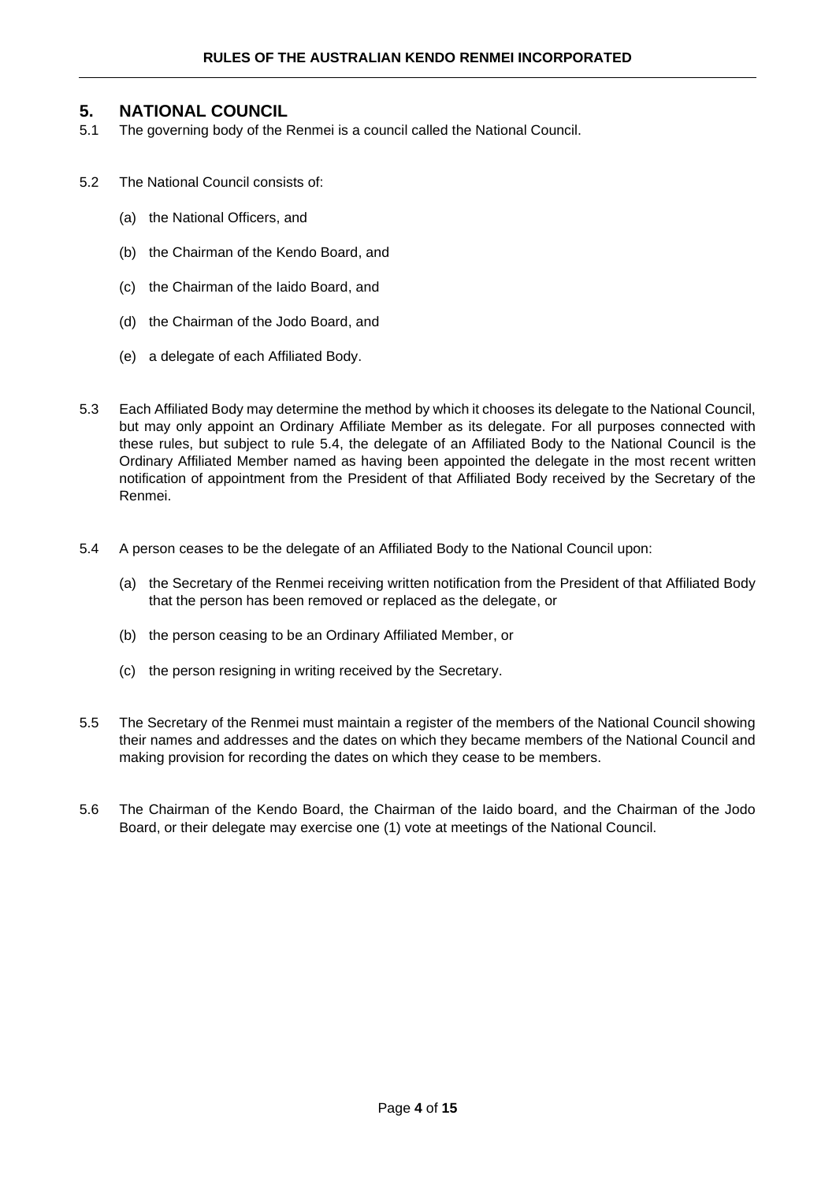## 5. NATIONAL COUNCIL

5.1 The governing body of the Renmei is a council called the National Council.

5.2 The National Council consists of:

(a) the National Officers, and

(b) the Chairman of the Kendo Board, and

(c) the Chairman of the Iaido Board, and

(d) the Chairman of the Jodo Board, and

(e) a delegate of each Affiliated Body.

5.3 Each Affiliated Body may determine the method by which it chooses its delegate to the National Council, but may only appoint an Ordinary Affiliate Member as its delegate. For all purposes connected with these rules, but subject to rule 5.4, the delegate of an Affiliated Body to the National Council is the Ordinary Affiliated Member named as having been appointed the delegate in the most recent written notification of appointment from the President of that Affiliated Body received by the Secretary of the Renmei.

5.4 A person ceases to be the delegate of an Affiliated Body to the National Council upon:

(a) the Secretary of the Renmei receiving written notification from the President of that Affiliated Body that the person has been removed or replaced as the delegate, or

(b) the person ceasing to be an Ordinary Affiliated Member, or

(c) the person resigning in writing received by the Secretary.

5.5 The Secretary of the Renmei must maintain a register of the members of the National Council showing their names and addresses and the dates on which they became members of the National Council and making provision for recording the dates on which they cease to be members.

5.6 The Chairman of the Kendo Board, the Chairman of the Iaido board, and the Chairman of the Jodo Board, or their delegate may exercise one (1) vote at meetings of the National Council.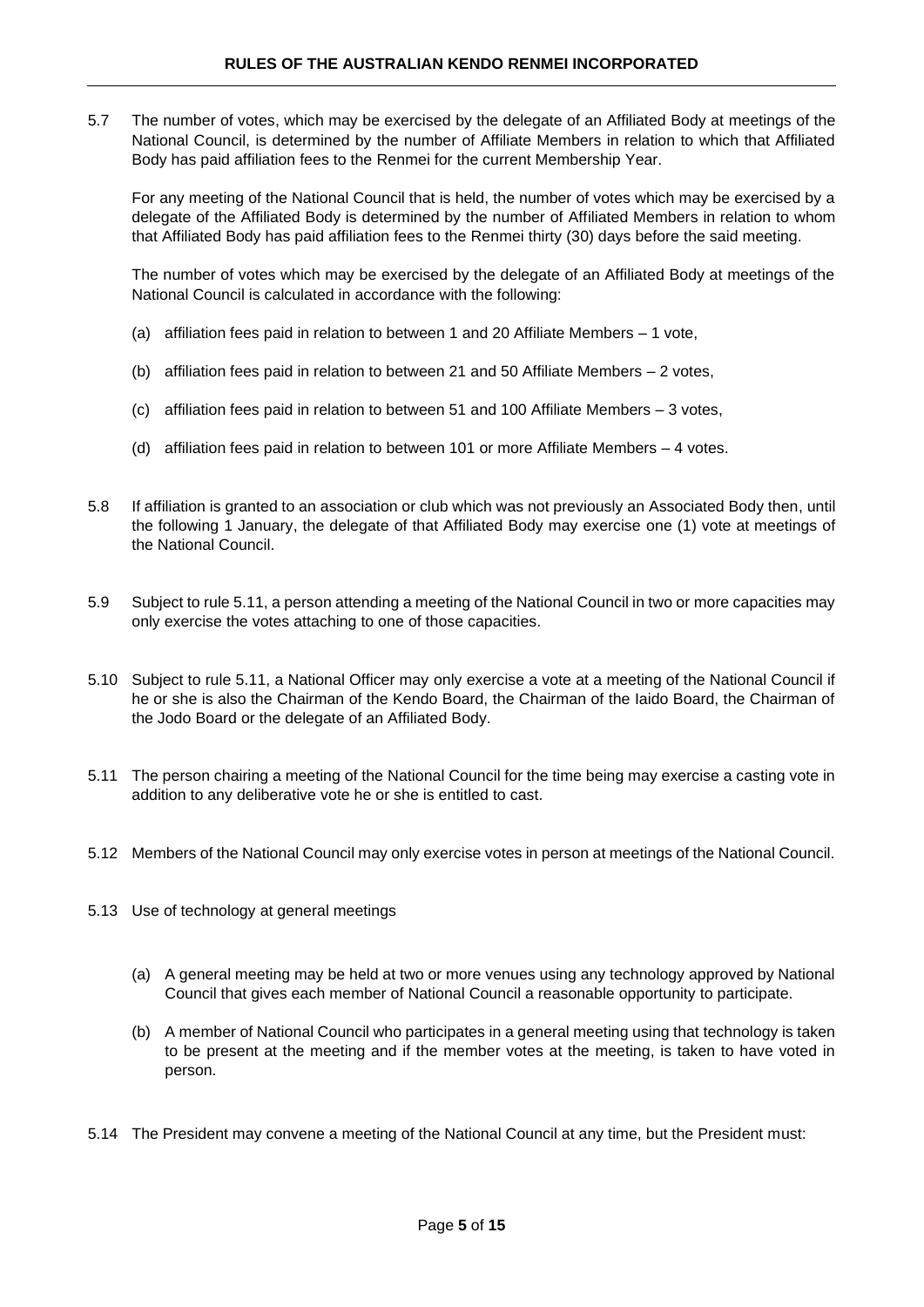5.7 The number of votes, which may be exercised by the delegate of an Affiliated Body at meetings of the National Council, is determined by the number of Affiliate Members in relation to which that Affiliated Body has paid affiliation fees to the Renmei for the current Membership Year.

For any meeting of the National Council that is held, the number of votes which may be exercised by a delegate of the Affiliated Body is determined by the number of Affiliated Members in relation to whom that Affiliated Body has paid affiliation fees to the Renmei thirty (30) days before the said meeting.

The number of votes which may be exercised by the delegate of an Affiliated Body at meetings of the National Council is calculated in accordance with the following:

(a) affiliation fees paid in relation to between 1 and 20 Affiliate Members – 1 vote,

(b) affiliation fees paid in relation to between 21 and 50 Affiliate Members – 2 votes,

(c) affiliation fees paid in relation to between 51 and 100 Affiliate Members – 3 votes,

(d) affiliation fees paid in relation to between 101 or more Affiliate Members – 4 votes.

5.8 If affiliation is granted to an association or club which was not previously an Associated Body then, until the following 1 January, the delegate of that Affiliated Body may exercise one (1) vote at meetings of the National Council.

5.9 Subject to rule 5.11, a person attending a meeting of the National Council in two or more capacities may only exercise the votes attaching to one of those capacities.

5.10 Subject to rule 5.11, a National Officer may only exercise a vote at a meeting of the National Council if he or she is also the Chairman of the Kendo Board, the Chairman of the Iaido Board, the Chairman of the Jodo Board or the delegate of an Affiliated Body.

5.11 The person chairing a meeting of the National Council for the time being may exercise a casting vote in addition to any deliberative vote he or she is entitled to cast.

5.12 Members of the National Council may only exercise votes in person at meetings of the National Council.

5.13 Use of technology at general meetings

(a) A general meeting may be held at two or more venues using any technology approved by National Council that gives each member of National Council a reasonable opportunity to participate.

(b) A member of National Council who participates in a general meeting using that technology is taken to be present at the meeting and if the member votes at the meeting, is taken to have voted in person.

5.14 The President may convene a meeting of the National Council at any time, but the President must: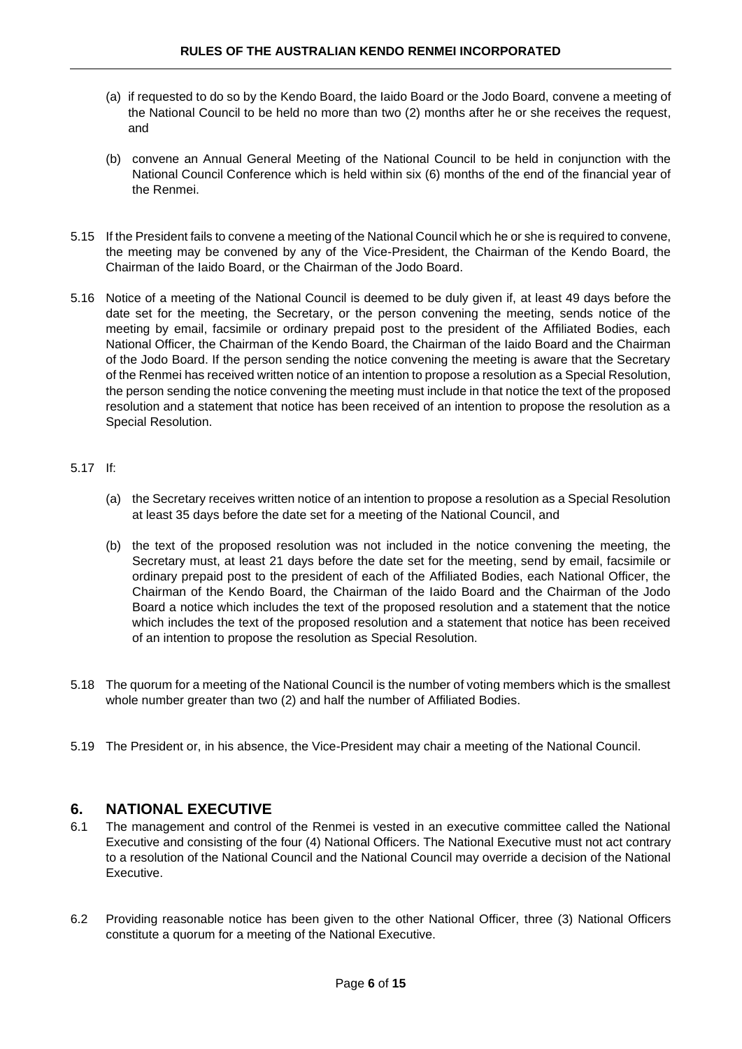(a) if requested to do so by the Kendo Board, the Iaido Board or the Jodo Board, convene a meeting of the National Council to be held no more than two (2) months after he or she receives the request, and

(b) convene an Annual General Meeting of the National Council to be held in conjunction with the National Council Conference which is held within six (6) months of the end of the financial year of the Renmei.

5.15 If the President fails to convene a meeting of the National Council which he or she is required to convene, the meeting may be convened by any of the Vice-President, the Chairman of the Kendo Board, the Chairman of the Iaido Board, or the Chairman of the Jodo Board.

5.16 Notice of a meeting of the National Council is deemed to be duly given if, at least 49 days before the date set for the meeting, the Secretary, or the person convening the meeting, sends notice of the meeting by email, facsimile or ordinary prepaid post to the president of the Affiliated Bodies, each National Officer, the Chairman of the Kendo Board, the Chairman of the Iaido Board and the Chairman of the Jodo Board. If the person sending the notice convening the meeting is aware that the Secretary of the Renmei has received written notice of an intention to propose a resolution as a Special Resolution, the person sending the notice convening the meeting must include in that notice the text of the proposed resolution and a statement that notice has been received of an intention to propose the resolution as a Special Resolution.

5.17 If:

(a) the Secretary receives written notice of an intention to propose a resolution as a Special Resolution at least 35 days before the date set for a meeting of the National Council, and

(b) the text of the proposed resolution was not included in the notice convening the meeting, the Secretary must, at least 21 days before the date set for the meeting, send by email, facsimile or ordinary prepaid post to the president of each of the Affiliated Bodies, each National Officer, the Chairman of the Kendo Board, the Chairman of the Iaido Board and the Chairman of the Jodo Board a notice which includes the text of the proposed resolution and a statement that the notice which includes the text of the proposed resolution and a statement that notice has been received of an intention to propose the resolution as Special Resolution.

5.18 The quorum for a meeting of the National Council is the number of voting members which is the smallest whole number greater than two (2) and half the number of Affiliated Bodies.

5.19 The President or, in his absence, the Vice-President may chair a meeting of the National Council.

## 6. NATIONAL EXECUTIVE

6.1 The management and control of the Renmei is vested in an executive committee called the National Executive and consisting of the four (4) National Officers. The National Executive must not act contrary to a resolution of the National Council and the National Council may override a decision of the National Executive.

6.2 Providing reasonable notice has been given to the other National Officer, three (3) National Officers constitute a quorum for a meeting of the National Executive.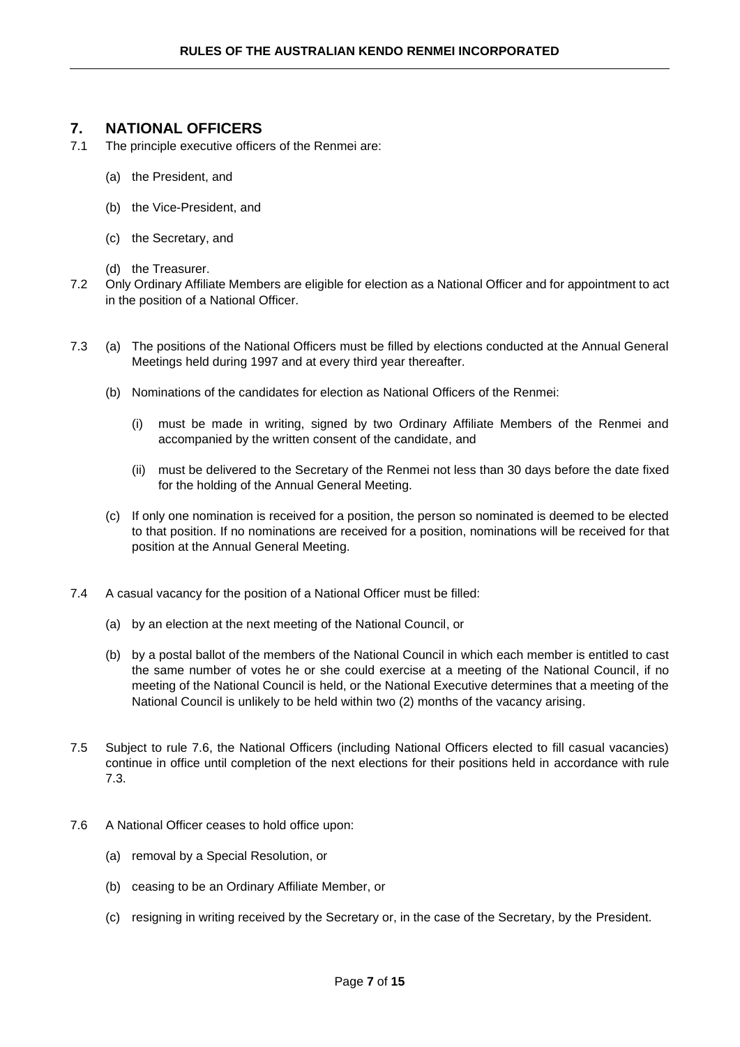## 7. NATIONAL OFFICERS

7.1 The principle executive officers of the Renmei are:

(a) the President, and

(b) the Vice-President, and

(c) the Secretary, and

(d) the Treasurer.

7.2 Only Ordinary Affiliate Members are eligible for election as a National Officer and for appointment to act in the position of a National Officer.

7.3 (a) The positions of the National Officers must be filled by elections conducted at the Annual General Meetings held during 1997 and at every third year thereafter.

(b) Nominations of the candidates for election as National Officers of the Renmei:

(i) must be made in writing, signed by two Ordinary Affiliate Members of the Renmei and accompanied by the written consent of the candidate, and

(ii) must be delivered to the Secretary of the Renmei not less than 30 days before the date fixed for the holding of the Annual General Meeting.

(c) If only one nomination is received for a position, the person so nominated is deemed to be elected to that position. If no nominations are received for a position, nominations will be received for that position at the Annual General Meeting.

7.4 A casual vacancy for the position of a National Officer must be filled:

(a) by an election at the next meeting of the National Council, or

(b) by a postal ballot of the members of the National Council in which each member is entitled to cast the same number of votes he or she could exercise at a meeting of the National Council, if no meeting of the National Council is held, or the National Executive determines that a meeting of the National Council is unlikely to be held within two (2) months of the vacancy arising.

7.5 Subject to rule 7.6, the National Officers (including National Officers elected to fill casual vacancies) continue in office until completion of the next elections for their positions held in accordance with rule 7.3.

7.6 A National Officer ceases to hold office upon:

(a) removal by a Special Resolution, or

(b) ceasing to be an Ordinary Affiliate Member, or

(c) resigning in writing received by the Secretary or, in the case of the Secretary, by the President.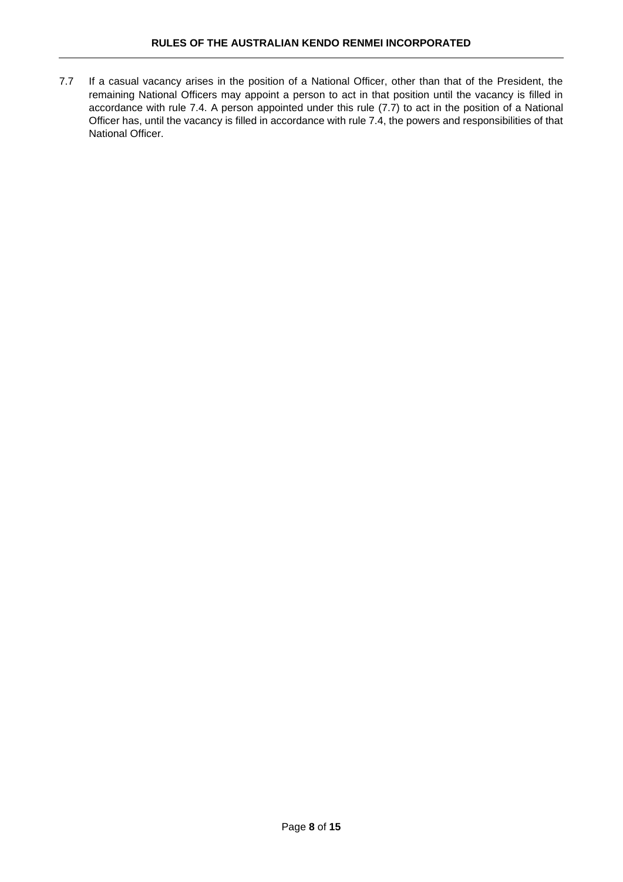7.7 If a casual vacancy arises in the position of a National Officer, other than that of the President, the remaining National Officers may appoint a person to act in that position until the vacancy is filled in accordance with rule 7.4. A person appointed under this rule (7.7) to act in the position of a National Officer has, until the vacancy is filled in accordance with rule 7.4, the powers and responsibilities of that National Officer.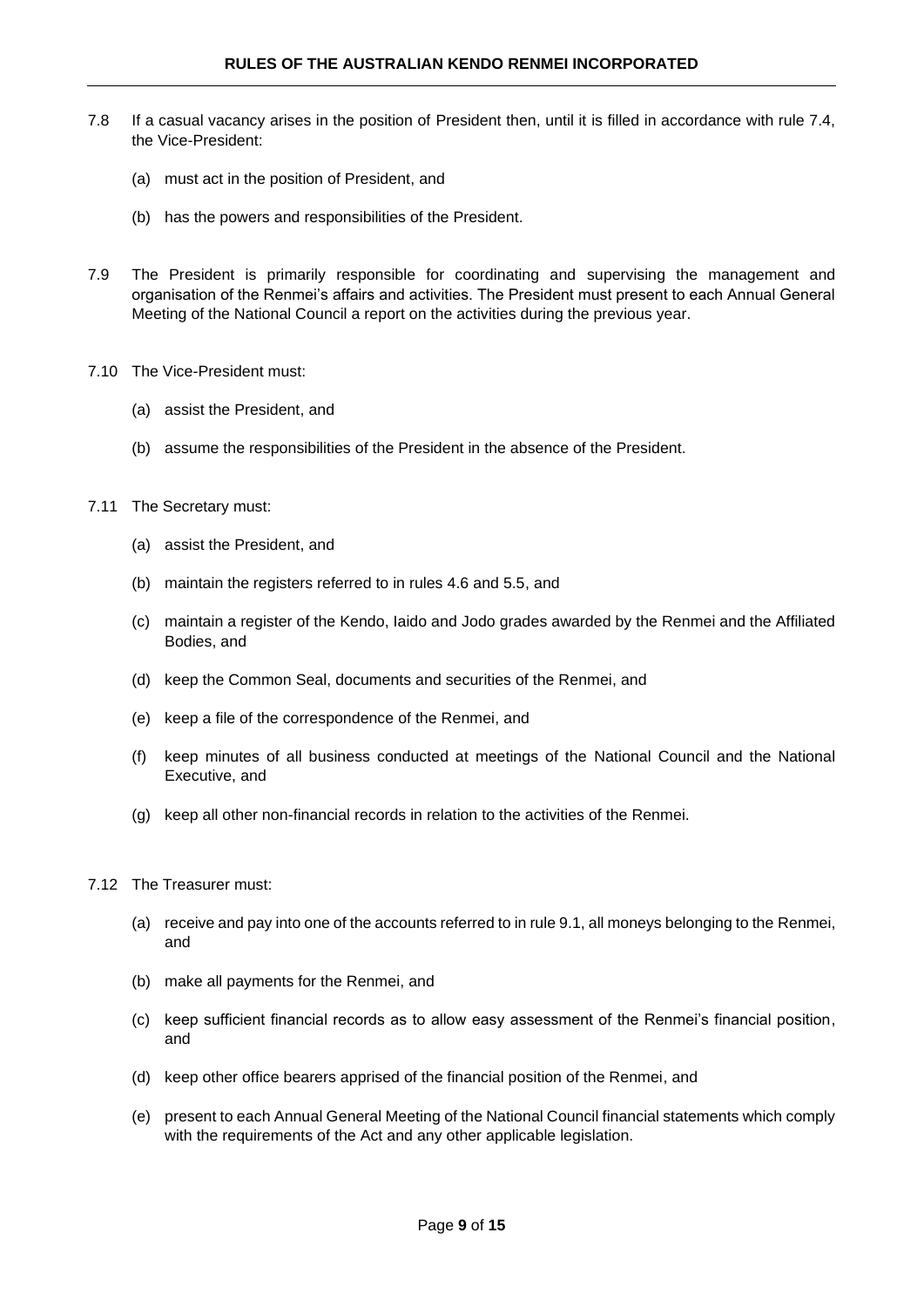7.8 If a casual vacancy arises in the position of President then, until it is filled in accordance with rule 7.4, the Vice-President:

(a) must act in the position of President, and

(b) has the powers and responsibilities of the President.

7.9 The President is primarily responsible for coordinating and supervising the management and organisation of the Renmei's affairs and activities. The President must present to each Annual General Meeting of the National Council a report on the activities during the previous year.

7.10 The Vice-President must:

(a) assist the President, and

(b) assume the responsibilities of the President in the absence of the President.

7.11 The Secretary must:

(a) assist the President, and

(b) maintain the registers referred to in rules 4.6 and 5.5, and

(c) maintain a register of the Kendo, Iaido and Jodo grades awarded by the Renmei and the Affiliated Bodies, and

(d) keep the Common Seal, documents and securities of the Renmei, and

(e) keep a file of the correspondence of the Renmei, and

(f) keep minutes of all business conducted at meetings of the National Council and the National Executive, and

(g) keep all other non-financial records in relation to the activities of the Renmei.

7.12 The Treasurer must:

(a) receive and pay into one of the accounts referred to in rule 9.1, all moneys belonging to the Renmei, and

(b) make all payments for the Renmei, and

(c) keep sufficient financial records as to allow easy assessment of the Renmei's financial position, and

(d) keep other office bearers apprised of the financial position of the Renmei, and

(e) present to each Annual General Meeting of the National Council financial statements which comply with the requirements of the Act and any other applicable legislation.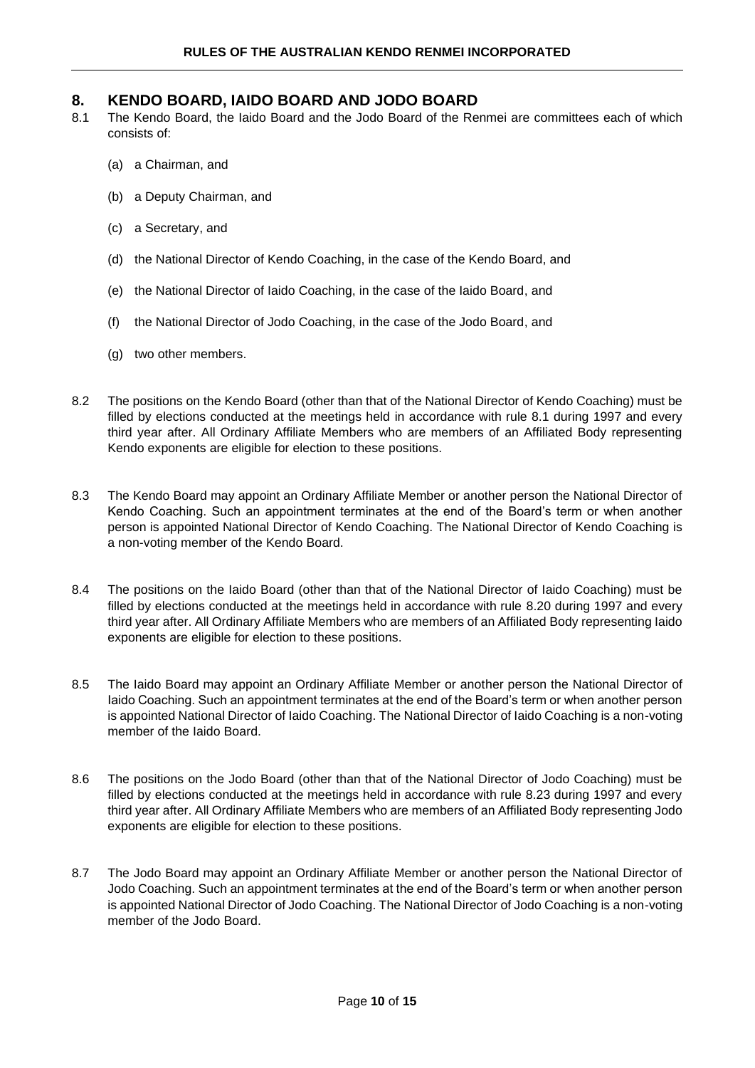## 8. KENDO BOARD, IAIDO BOARD AND JODO BOARD

8.1 The Kendo Board, the Iaido Board and the Jodo Board of the Renmei are committees each of which consists of:

(a) a Chairman, and

(b) a Deputy Chairman, and

(c) a Secretary, and

(d) the National Director of Kendo Coaching, in the case of the Kendo Board, and

(e) the National Director of Iaido Coaching, in the case of the Iaido Board, and

(f) the National Director of Jodo Coaching, in the case of the Jodo Board, and

(g) two other members.

8.2 The positions on the Kendo Board (other than that of the National Director of Kendo Coaching) must be filled by elections conducted at the meetings held in accordance with rule 8.1 during 1997 and every third year after. All Ordinary Affiliate Members who are members of an Affiliated Body representing Kendo exponents are eligible for election to these positions.

8.3 The Kendo Board may appoint an Ordinary Affiliate Member or another person the National Director of Kendo Coaching. Such an appointment terminates at the end of the Board's term or when another person is appointed National Director of Kendo Coaching. The National Director of Kendo Coaching is a non-voting member of the Kendo Board.

8.4 The positions on the Iaido Board (other than that of the National Director of Iaido Coaching) must be filled by elections conducted at the meetings held in accordance with rule 8.20 during 1997 and every third year after. All Ordinary Affiliate Members who are members of an Affiliated Body representing Iaido exponents are eligible for election to these positions.

8.5 The Iaido Board may appoint an Ordinary Affiliate Member or another person the National Director of Iaido Coaching. Such an appointment terminates at the end of the Board's term or when another person is appointed National Director of Iaido Coaching. The National Director of Iaido Coaching is a non-voting member of the Iaido Board.

8.6 The positions on the Jodo Board (other than that of the National Director of Jodo Coaching) must be filled by elections conducted at the meetings held in accordance with rule 8.23 during 1997 and every third year after. All Ordinary Affiliate Members who are members of an Affiliated Body representing Jodo exponents are eligible for election to these positions.

8.7 The Jodo Board may appoint an Ordinary Affiliate Member or another person the National Director of Jodo Coaching. Such an appointment terminates at the end of the Board's term or when another person is appointed National Director of Jodo Coaching. The National Director of Jodo Coaching is a non-voting member of the Jodo Board.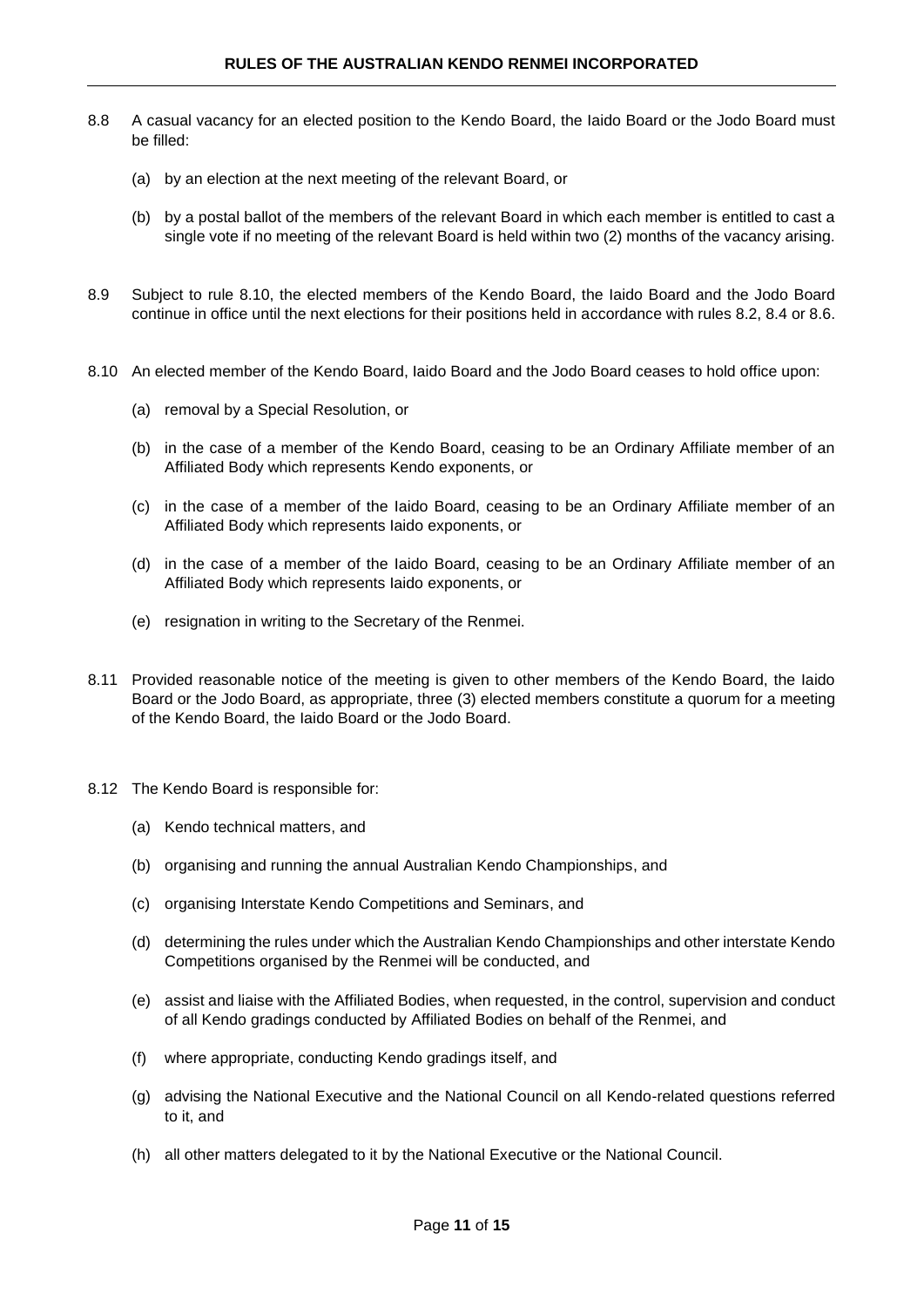8.8 A casual vacancy for an elected position to the Kendo Board, the Iaido Board or the Jodo Board must be filled:

  (a) by an election at the next meeting of the relevant Board, or

  (b) by a postal ballot of the members of the relevant Board in which each member is entitled to cast a single vote if no meeting of the relevant Board is held within two (2) months of the vacancy arising.

8.9 Subject to rule 8.10, the elected members of the Kendo Board, the Iaido Board and the Jodo Board continue in office until the next elections for their positions held in accordance with rules 8.2, 8.4 or 8.6.

8.10 An elected member of the Kendo Board, Iaido Board and the Jodo Board ceases to hold office upon:

  (a) removal by a Special Resolution, or

  (b) in the case of a member of the Kendo Board, ceasing to be an Ordinary Affiliate member of an Affiliated Body which represents Kendo exponents, or

  (c) in the case of a member of the Iaido Board, ceasing to be an Ordinary Affiliate member of an Affiliated Body which represents Iaido exponents, or

  (d) in the case of a member of the Iaido Board, ceasing to be an Ordinary Affiliate member of an Affiliated Body which represents Iaido exponents, or

  (e) resignation in writing to the Secretary of the Renmei.

8.11 Provided reasonable notice of the meeting is given to other members of the Kendo Board, the Iaido Board or the Jodo Board, as appropriate, three (3) elected members constitute a quorum for a meeting of the Kendo Board, the Iaido Board or the Jodo Board.

8.12 The Kendo Board is responsible for:

  (a) Kendo technical matters, and

  (b) organising and running the annual Australian Kendo Championships, and

  (c) organising Interstate Kendo Competitions and Seminars, and

  (d) determining the rules under which the Australian Kendo Championships and other interstate Kendo Competitions organised by the Renmei will be conducted, and

  (e) assist and liaise with the Affiliated Bodies, when requested, in the control, supervision and conduct of all Kendo gradings conducted by Affiliated Bodies on behalf of the Renmei, and

  (f) where appropriate, conducting Kendo gradings itself, and

  (g) advising the National Executive and the National Council on all Kendo-related questions referred to it, and

  (h) all other matters delegated to it by the National Executive or the National Council.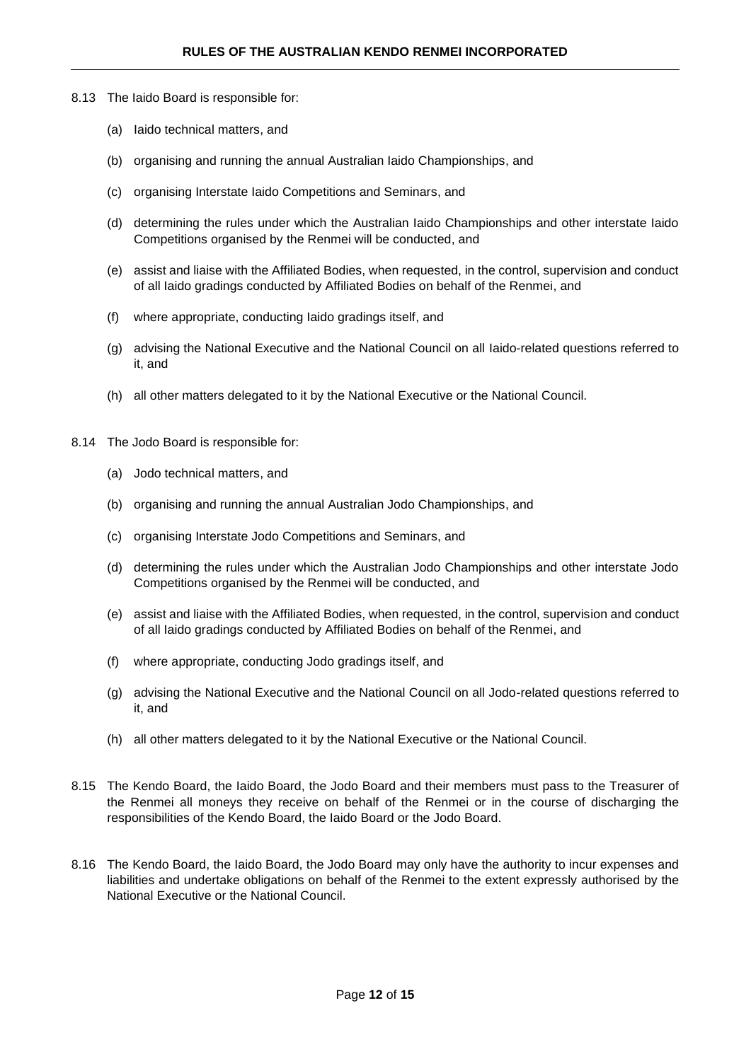8.13 The Iaido Board is responsible for:

(a) Iaido technical matters, and

(b) organising and running the annual Australian Iaido Championships, and

(c) organising Interstate Iaido Competitions and Seminars, and

(d) determining the rules under which the Australian Iaido Championships and other interstate Iaido Competitions organised by the Renmei will be conducted, and

(e) assist and liaise with the Affiliated Bodies, when requested, in the control, supervision and conduct of all Iaido gradings conducted by Affiliated Bodies on behalf of the Renmei, and

(f) where appropriate, conducting Iaido gradings itself, and

(g) advising the National Executive and the National Council on all Iaido-related questions referred to it, and

(h) all other matters delegated to it by the National Executive or the National Council.

8.14 The Jodo Board is responsible for:

(a) Jodo technical matters, and

(b) organising and running the annual Australian Jodo Championships, and

(c) organising Interstate Jodo Competitions and Seminars, and

(d) determining the rules under which the Australian Jodo Championships and other interstate Jodo Competitions organised by the Renmei will be conducted, and

(e) assist and liaise with the Affiliated Bodies, when requested, in the control, supervision and conduct of all Iaido gradings conducted by Affiliated Bodies on behalf of the Renmei, and

(f) where appropriate, conducting Jodo gradings itself, and

(g) advising the National Executive and the National Council on all Jodo-related questions referred to it, and

(h) all other matters delegated to it by the National Executive or the National Council.

8.15 The Kendo Board, the Iaido Board, the Jodo Board and their members must pass to the Treasurer of the Renmei all moneys they receive on behalf of the Renmei or in the course of discharging the responsibilities of the Kendo Board, the Iaido Board or the Jodo Board.

8.16 The Kendo Board, the Iaido Board, the Jodo Board may only have the authority to incur expenses and liabilities and undertake obligations on behalf of the Renmei to the extent expressly authorised by the National Executive or the National Council.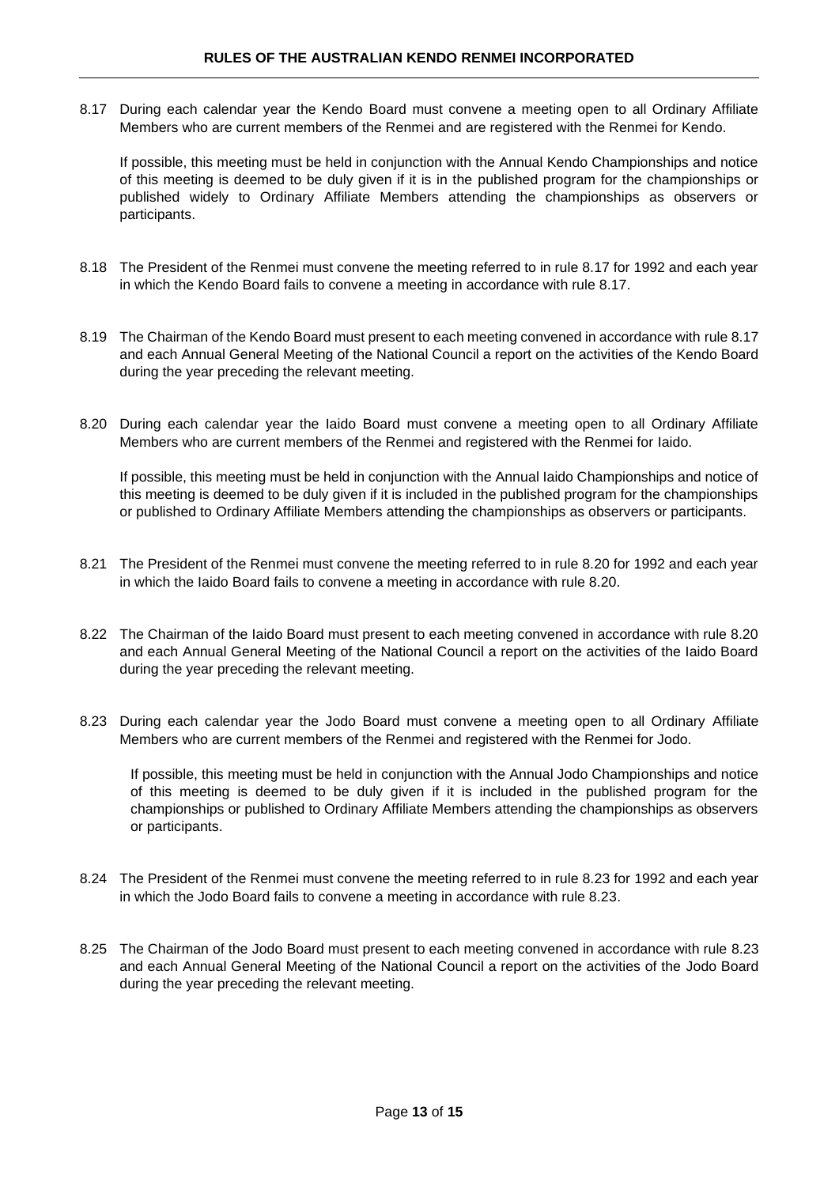8.17 During each calendar year the Kendo Board must convene a meeting open to all Ordinary Affiliate Members who are current members of the Renmei and are registered with the Renmei for Kendo.

If possible, this meeting must be held in conjunction with the Annual Kendo Championships and notice of this meeting is deemed to be duly given if it is in the published program for the championships or published widely to Ordinary Affiliate Members attending the championships as observers or participants.

8.18 The President of the Renmei must convene the meeting referred to in rule 8.17 for 1992 and each year in which the Kendo Board fails to convene a meeting in accordance with rule 8.17.

8.19 The Chairman of the Kendo Board must present to each meeting convened in accordance with rule 8.17 and each Annual General Meeting of the National Council a report on the activities of the Kendo Board during the year preceding the relevant meeting.

8.20 During each calendar year the Iaido Board must convene a meeting open to all Ordinary Affiliate Members who are current members of the Renmei and registered with the Renmei for Iaido.

If possible, this meeting must be held in conjunction with the Annual Iaido Championships and notice of this meeting is deemed to be duly given if it is included in the published program for the championships or published to Ordinary Affiliate Members attending the championships as observers or participants.

8.21 The President of the Renmei must convene the meeting referred to in rule 8.20 for 1992 and each year in which the Iaido Board fails to convene a meeting in accordance with rule 8.20.

8.22 The Chairman of the Iaido Board must present to each meeting convened in accordance with rule 8.20 and each Annual General Meeting of the National Council a report on the activities of the Iaido Board during the year preceding the relevant meeting.

8.23 During each calendar year the Jodo Board must convene a meeting open to all Ordinary Affiliate Members who are current members of the Renmei and registered with the Renmei for Jodo.

If possible, this meeting must be held in conjunction with the Annual Jodo Championships and notice of this meeting is deemed to be duly given if it is included in the published program for the championships or published to Ordinary Affiliate Members attending the championships as observers or participants.

8.24 The President of the Renmei must convene the meeting referred to in rule 8.23 for 1992 and each year in which the Jodo Board fails to convene a meeting in accordance with rule 8.23.

8.25 The Chairman of the Jodo Board must present to each meeting convened in accordance with rule 8.23 and each Annual General Meeting of the National Council a report on the activities of the Jodo Board during the year preceding the relevant meeting.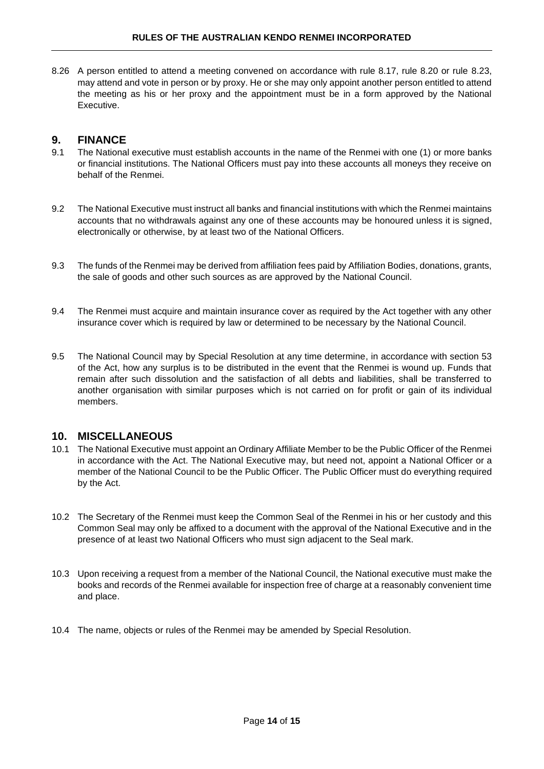8.26 A person entitled to attend a meeting convened on accordance with rule 8.17, rule 8.20 or rule 8.23, may attend and vote in person or by proxy. He or she may only appoint another person entitled to attend the meeting as his or her proxy and the appointment must be in a form approved by the National Executive.

## 9. FINANCE

9.1 The National executive must establish accounts in the name of the Renmei with one (1) or more banks or financial institutions. The National Officers must pay into these accounts all moneys they receive on behalf of the Renmei.

9.2 The National Executive must instruct all banks and financial institutions with which the Renmei maintains accounts that no withdrawals against any one of these accounts may be honoured unless it is signed, electronically or otherwise, by at least two of the National Officers.

9.3 The funds of the Renmei may be derived from affiliation fees paid by Affiliation Bodies, donations, grants, the sale of goods and other such sources as are approved by the National Council.

9.4 The Renmei must acquire and maintain insurance cover as required by the Act together with any other insurance cover which is required by law or determined to be necessary by the National Council.

9.5 The National Council may by Special Resolution at any time determine, in accordance with section 53 of the Act, how any surplus is to be distributed in the event that the Renmei is wound up. Funds that remain after such dissolution and the satisfaction of all debts and liabilities, shall be transferred to another organisation with similar purposes which is not carried on for profit or gain of its individual members.

## 10. MISCELLANEOUS

10.1 The National Executive must appoint an Ordinary Affiliate Member to be the Public Officer of the Renmei in accordance with the Act. The National Executive may, but need not, appoint a National Officer or a member of the National Council to be the Public Officer. The Public Officer must do everything required by the Act.

10.2 The Secretary of the Renmei must keep the Common Seal of the Renmei in his or her custody and this Common Seal may only be affixed to a document with the approval of the National Executive and in the presence of at least two National Officers who must sign adjacent to the Seal mark.

10.3 Upon receiving a request from a member of the National Council, the National executive must make the books and records of the Renmei available for inspection free of charge at a reasonably convenient time and place.

10.4 The name, objects or rules of the Renmei may be amended by Special Resolution.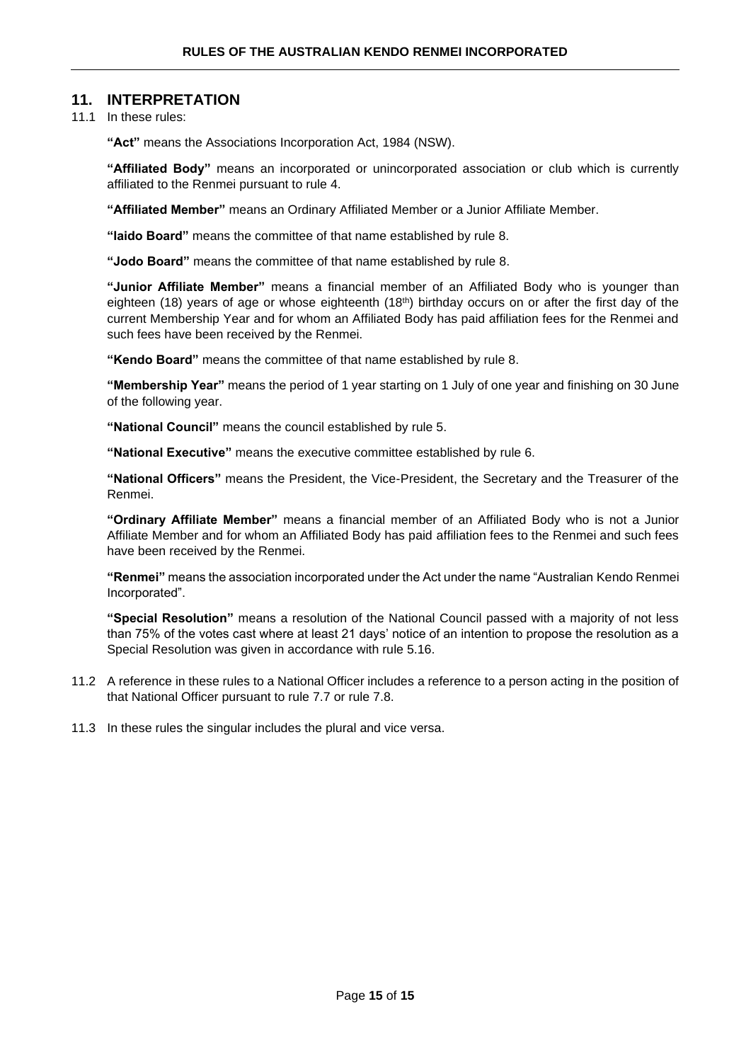## 11. INTERPRETATION

11.1 In these rules:

**"Act"** means the Associations Incorporation Act, 1984 (NSW).

**"Affiliated Body"** means an incorporated or unincorporated association or club which is currently affiliated to the Renmei pursuant to rule 4.

**"Affiliated Member"** means an Ordinary Affiliated Member or a Junior Affiliate Member.

**"Iaido Board"** means the committee of that name established by rule 8.

**"Jodo Board"** means the committee of that name established by rule 8.

**"Junior Affiliate Member"** means a financial member of an Affiliated Body who is younger than eighteen (18) years of age or whose eighteenth (18th) birthday occurs on or after the first day of the current Membership Year and for whom an Affiliated Body has paid affiliation fees for the Renmei and such fees have been received by the Renmei.

**"Kendo Board"** means the committee of that name established by rule 8.

**"Membership Year"** means the period of 1 year starting on 1 July of one year and finishing on 30 June of the following year.

**"National Council"** means the council established by rule 5.

**"National Executive"** means the executive committee established by rule 6.

**"National Officers"** means the President, the Vice-President, the Secretary and the Treasurer of the Renmei.

**"Ordinary Affiliate Member"** means a financial member of an Affiliated Body who is not a Junior Affiliate Member and for whom an Affiliated Body has paid affiliation fees to the Renmei and such fees have been received by the Renmei.

**"Renmei"** means the association incorporated under the Act under the name "Australian Kendo Renmei Incorporated".

**"Special Resolution"** means a resolution of the National Council passed with a majority of not less than 75% of the votes cast where at least 21 days' notice of an intention to propose the resolution as a Special Resolution was given in accordance with rule 5.16.

11.2 A reference in these rules to a National Officer includes a reference to a person acting in the position of that National Officer pursuant to rule 7.7 or rule 7.8.

11.3 In these rules the singular includes the plural and vice versa.